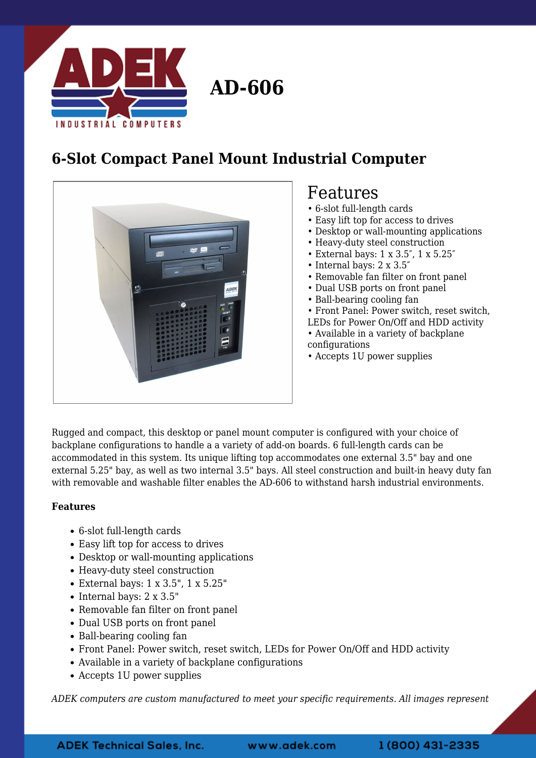# AD-606

## 6-Slot Compact Panel Mount Industrial Computer

### Features

- 6-slot full-length cards
- Easy lift top for access to drives
- Desktop or wall-mounting applications
- Heavy-duty steel construction
- External bays: 1 x 3.5″, 1 x 5.25″
- Internal bays: 2 x 3.5″
- Removable fan filter on front panel
- Dual USB ports on front panel
- Ball-bearing cooling fan
- Front Panel: Power switch, reset switch, LEDs for Power On/Off and HDD activity
- Available in a variety of backplane configurations
- Accepts 1U power supplies

Rugged and compact, this desktop or panel mount computer is configured with your choice of backplane configurations to handle a a variety of add-on boards. 6 full-length cards can be accommodated in this system. Its unique lifting top accommodates one external 3.5" bay and one external 5.25" bay, as well as two internal 3.5" bays. All steel construction and built-in heavy duty fan with removable and washable filter enables the AD-606 to withstand harsh industrial environments.

**Features**

- 6-slot full-length cards
- Easy lift top for access to drives
- Desktop or wall-mounting applications
- Heavy-duty steel construction
- External bays: 1 x 3.5", 1 x 5.25"
- Internal bays: 2 x 3.5"
- Removable fan filter on front panel
- Dual USB ports on front panel
- Ball-bearing cooling fan
- Front Panel: Power switch, reset switch, LEDs for Power On/Off and HDD activity
- Available in a variety of backplane configurations
- Accepts 1U power supplies

*ADEK computers are custom manufactured to meet your specific requirements. All images represent*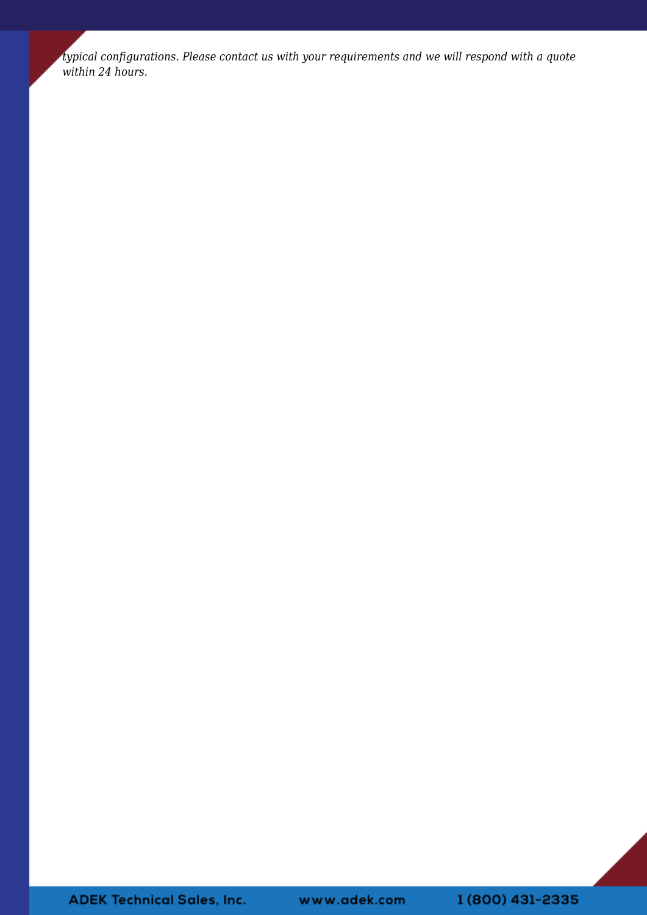*typical configurations. Please contact us with your requirements and we will respond with a quote within 24 hours.*